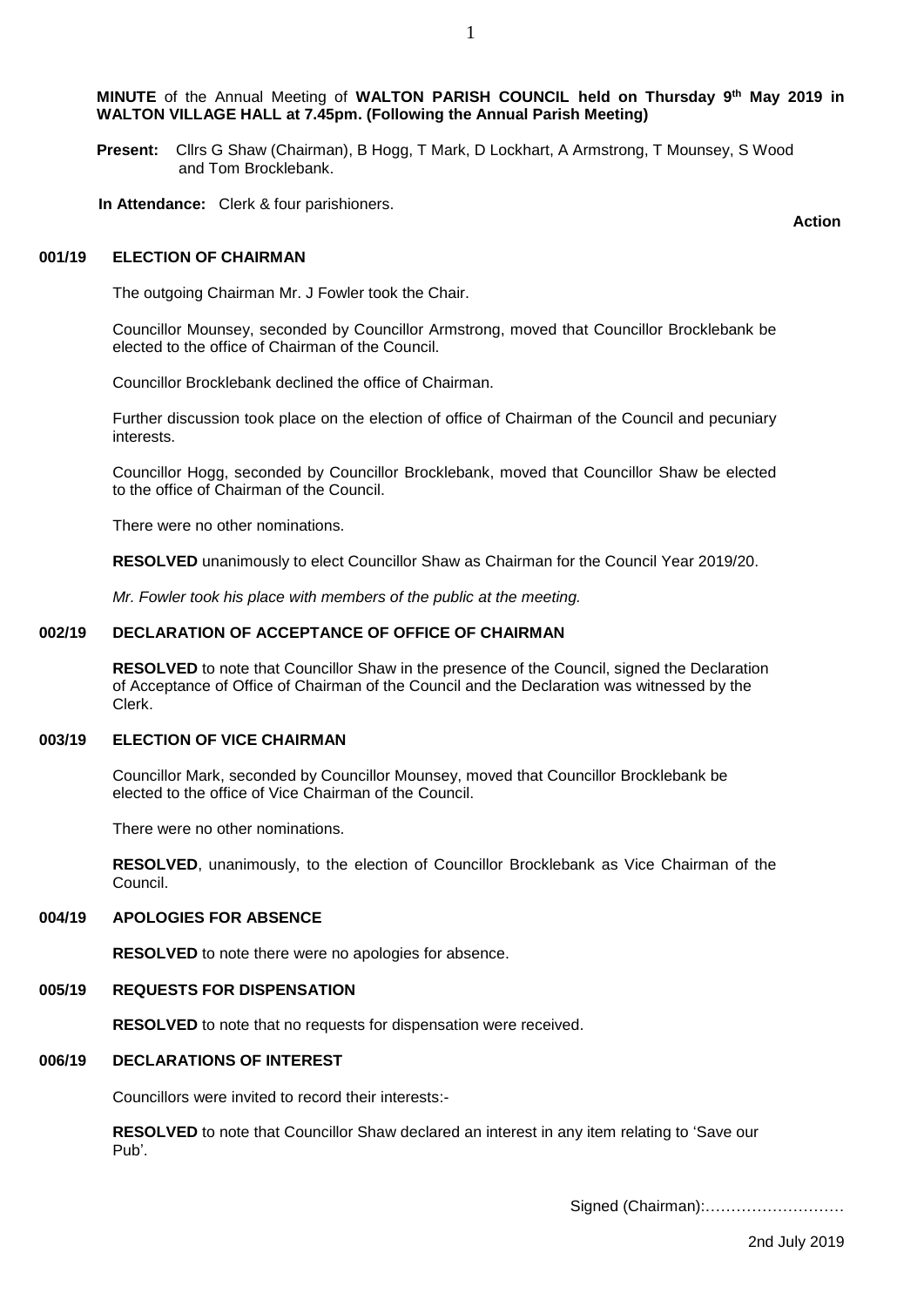**MINUTE** of the Annual Meeting of **WALTON PARISH COUNCIL held on Thursday 9th May 2019 in WALTON VILLAGE HALL at 7.45pm. (Following the Annual Parish Meeting)**

**Present:** Cllrs G Shaw (Chairman), B Hogg, T Mark, D Lockhart, A Armstrong, T Mounsey, S Wood and Tom Brocklebank.

**In Attendance:** Clerk & four parishioners.

**Action**

### 001/19 ELECTION OF CHAIRMAN

The outgoing Chairman Mr. J Fowler took the Chair.

Councillor Mounsey, seconded by Councillor Armstrong, moved that Councillor Brocklebank be elected to the office of Chairman of the Council.

Councillor Brocklebank declined the office of Chairman.

Further discussion took place on the election of office of Chairman of the Council and pecuniary interests.

Councillor Hogg, seconded by Councillor Brocklebank, moved that Councillor Shaw be elected to the office of Chairman of the Council.

There were no other nominations.

**RESOLVED** unanimously to elect Councillor Shaw as Chairman for the Council Year 2019/20.

*Mr. Fowler took his place with members of the public at the meeting.*

### 002/19 DECLARATION OF ACCEPTANCE OF OFFICE OF CHAIRMAN

**RESOLVED** to note that Councillor Shaw in the presence of the Council, signed the Declaration of Acceptance of Office of Chairman of the Council and the Declaration was witnessed by the Clerk.

### 003/19 ELECTION OF VICE CHAIRMAN

Councillor Mark, seconded by Councillor Mounsey, moved that Councillor Brocklebank be elected to the office of Vice Chairman of the Council.

There were no other nominations.

**RESOLVED**, unanimously, to the election of Councillor Brocklebank as Vice Chairman of the Council.

### 004/19 APOLOGIES FOR ABSENCE

**RESOLVED** to note there were no apologies for absence.

### 005/19 REQUESTS FOR DISPENSATION

**RESOLVED** to note that no requests for dispensation were received.

### 006/19 DECLARATIONS OF INTEREST

Councillors were invited to record their interests:-

**RESOLVED** to note that Councillor Shaw declared an interest in any item relating to 'Save our Pub'.

Signed (Chairman):………………………

2nd July 2019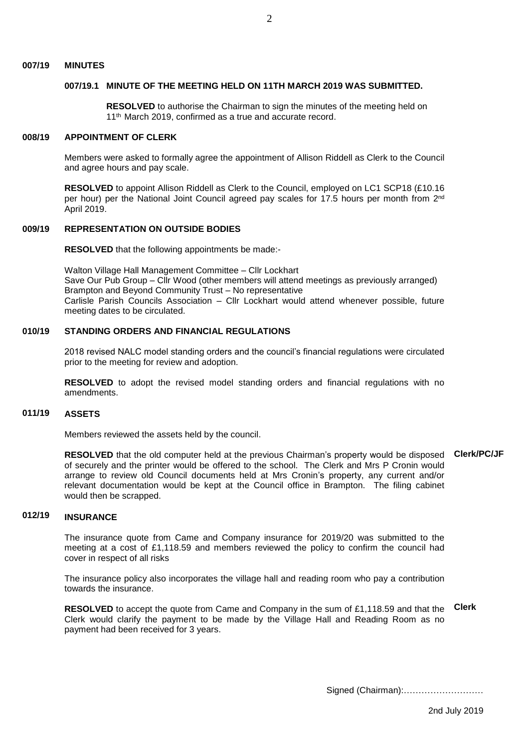## 007/19 MINUTES

### 007/19.1 MINUTE OF THE MEETING HELD ON 11TH MARCH 2019 WAS SUBMITTED.

**RESOLVED** to authorise the Chairman to sign the minutes of the meeting held on 11th March 2019, confirmed as a true and accurate record.

## 008/19 APPOINTMENT OF CLERK

Members were asked to formally agree the appointment of Allison Riddell as Clerk to the Council and agree hours and pay scale.

**RESOLVED** to appoint Allison Riddell as Clerk to the Council, employed on LC1 SCP18 (£10.16 per hour) per the National Joint Council agreed pay scales for 17.5 hours per month from 2nd April 2019.

## 009/19 REPRESENTATION ON OUTSIDE BODIES

**RESOLVED** that the following appointments be made:-

Walton Village Hall Management Committee – Cllr Lockhart
Save Our Pub Group – Cllr Wood (other members will attend meetings as previously arranged)
Brampton and Beyond Community Trust – No representative
Carlisle Parish Councils Association – Cllr Lockhart would attend whenever possible, future meeting dates to be circulated.

## 010/19 STANDING ORDERS AND FINANCIAL REGULATIONS

2018 revised NALC model standing orders and the council's financial regulations were circulated prior to the meeting for review and adoption.

**RESOLVED** to adopt the revised model standing orders and financial regulations with no amendments.

## 011/19 ASSETS

Members reviewed the assets held by the council.

**RESOLVED** that the old computer held at the previous Chairman's property would be disposed of securely and the printer would be offered to the school. The Clerk and Mrs P Cronin would arrange to review old Council documents held at Mrs Cronin's property, any current and/or relevant documentation would be kept at the Council office in Brampton. The filing cabinet would then be scrapped. **Clerk/PC/JF**

## 012/19 INSURANCE

The insurance quote from Came and Company insurance for 2019/20 was submitted to the meeting at a cost of £1,118.59 and members reviewed the policy to confirm the council had cover in respect of all risks

The insurance policy also incorporates the village hall and reading room who pay a contribution towards the insurance.

**RESOLVED** to accept the quote from Came and Company in the sum of £1,118.59 and that the Clerk would clarify the payment to be made by the Village Hall and Reading Room as no payment had been received for 3 years. **Clerk**

Signed (Chairman):………………………

2nd July 2019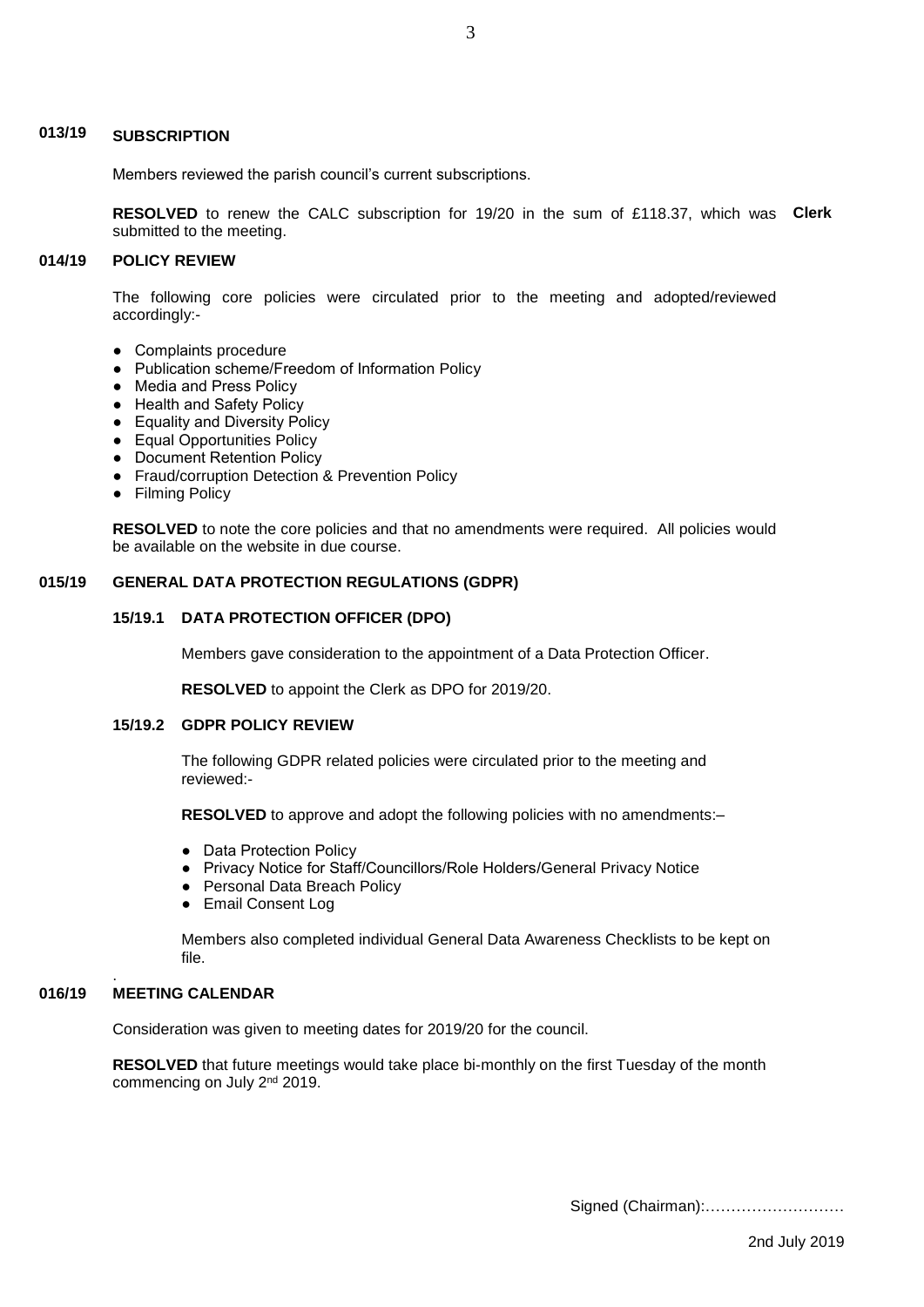## 013/19 SUBSCRIPTION

Members reviewed the parish council's current subscriptions.

**RESOLVED** to renew the CALC subscription for 19/20 in the sum of £118.37, which was submitted to the meeting. **Clerk**

## 014/19 POLICY REVIEW

The following core policies were circulated prior to the meeting and adopted/reviewed accordingly:-

- Complaints procedure
- Publication scheme/Freedom of Information Policy
- Media and Press Policy
- Health and Safety Policy
- Equality and Diversity Policy
- Equal Opportunities Policy
- Document Retention Policy
- Fraud/corruption Detection & Prevention Policy
- Filming Policy

**RESOLVED** to note the core policies and that no amendments were required. All policies would be available on the website in due course.

## 015/19 GENERAL DATA PROTECTION REGULATIONS (GDPR)

### 15/19.1 DATA PROTECTION OFFICER (DPO)

Members gave consideration to the appointment of a Data Protection Officer.

**RESOLVED** to appoint the Clerk as DPO for 2019/20.

### 15/19.2 GDPR POLICY REVIEW

The following GDPR related policies were circulated prior to the meeting and reviewed:-

**RESOLVED** to approve and adopt the following policies with no amendments:–

- Data Protection Policy
- Privacy Notice for Staff/Councillors/Role Holders/General Privacy Notice
- Personal Data Breach Policy
- Email Consent Log

Members also completed individual General Data Awareness Checklists to be kept on file.

## 016/19 MEETING CALENDAR

Consideration was given to meeting dates for 2019/20 for the council.

**RESOLVED** that future meetings would take place bi-monthly on the first Tuesday of the month commencing on July 2nd 2019.

Signed (Chairman):………………………

2nd July 2019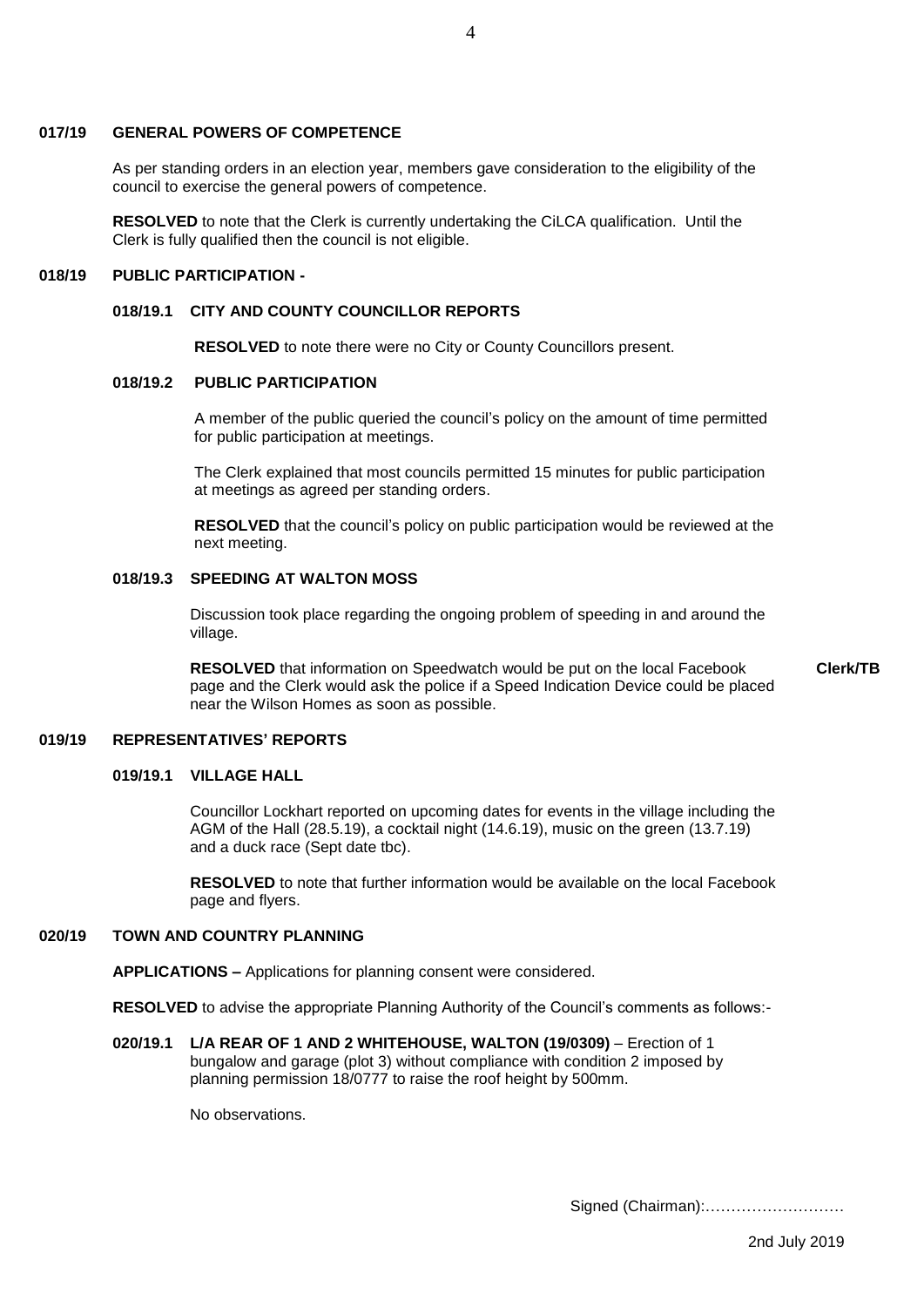## 017/19 GENERAL POWERS OF COMPETENCE

As per standing orders in an election year, members gave consideration to the eligibility of the council to exercise the general powers of competence.

**RESOLVED** to note that the Clerk is currently undertaking the CiLCA qualification. Until the Clerk is fully qualified then the council is not eligible.

## 018/19 PUBLIC PARTICIPATION -

### 018/19.1 CITY AND COUNTY COUNCILLOR REPORTS

**RESOLVED** to note there were no City or County Councillors present.

### 018/19.2 PUBLIC PARTICIPATION

A member of the public queried the council's policy on the amount of time permitted for public participation at meetings.

The Clerk explained that most councils permitted 15 minutes for public participation at meetings as agreed per standing orders.

**RESOLVED** that the council's policy on public participation would be reviewed at the next meeting.

### 018/19.3 SPEEDING AT WALTON MOSS

Discussion took place regarding the ongoing problem of speeding in and around the village.

**RESOLVED** that information on Speedwatch would be put on the local Facebook page and the Clerk would ask the police if a Speed Indication Device could be placed near the Wilson Homes as soon as possible. **Clerk/TB**

## 019/19 REPRESENTATIVES' REPORTS

### 019/19.1 VILLAGE HALL

Councillor Lockhart reported on upcoming dates for events in the village including the AGM of the Hall (28.5.19), a cocktail night (14.6.19), music on the green (13.7.19) and a duck race (Sept date tbc).

**RESOLVED** to note that further information would be available on the local Facebook page and flyers.

## 020/19 TOWN AND COUNTRY PLANNING

**APPLICATIONS –** Applications for planning consent were considered.

**RESOLVED** to advise the appropriate Planning Authority of the Council's comments as follows:-

**020/19.1 L/A REAR OF 1 AND 2 WHITEHOUSE, WALTON (19/0309)** – Erection of 1 bungalow and garage (plot 3) without compliance with condition 2 imposed by planning permission 18/0777 to raise the roof height by 500mm.

No observations.

Signed (Chairman):………………………

2nd July 2019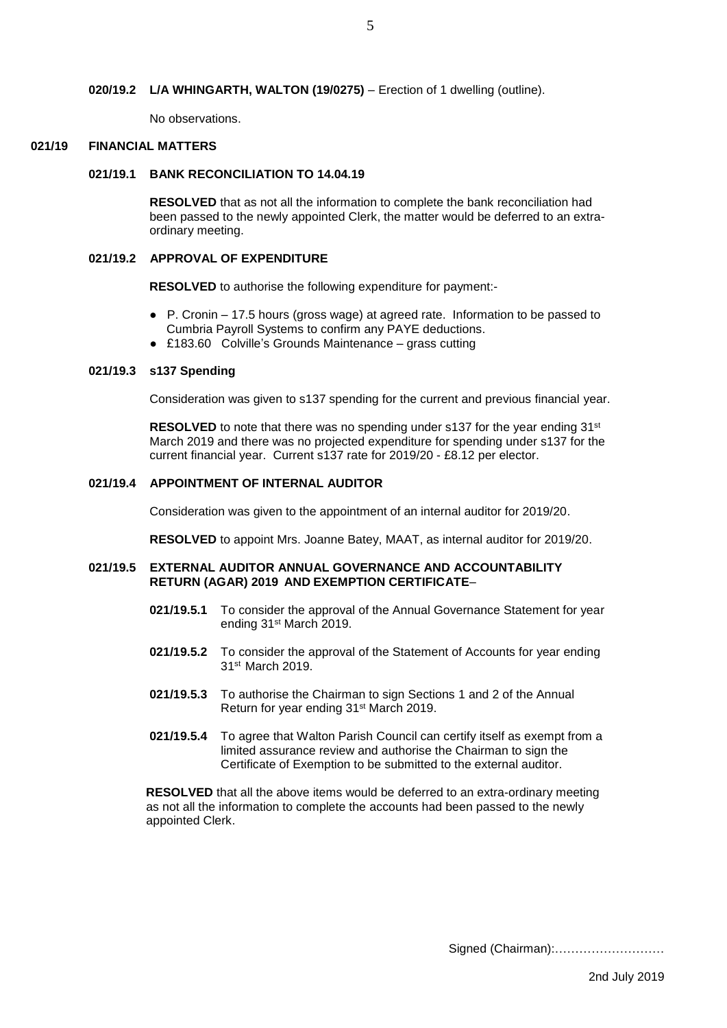**020/19.2 L/A WHINGARTH, WALTON (19/0275)** – Erection of 1 dwelling (outline).

No observations.

## 021/19 FINANCIAL MATTERS

### 021/19.1 BANK RECONCILIATION TO 14.04.19

**RESOLVED** that as not all the information to complete the bank reconciliation had been passed to the newly appointed Clerk, the matter would be deferred to an extra-ordinary meeting.

### 021/19.2 APPROVAL OF EXPENDITURE

**RESOLVED** to authorise the following expenditure for payment:-

- P. Cronin – 17.5 hours (gross wage) at agreed rate. Information to be passed to Cumbria Payroll Systems to confirm any PAYE deductions.
- £183.60 Colville's Grounds Maintenance – grass cutting

### 021/19.3 s137 Spending

Consideration was given to s137 spending for the current and previous financial year.

**RESOLVED** to note that there was no spending under s137 for the year ending 31st March 2019 and there was no projected expenditure for spending under s137 for the current financial year. Current s137 rate for 2019/20 - £8.12 per elector.

### 021/19.4 APPOINTMENT OF INTERNAL AUDITOR

Consideration was given to the appointment of an internal auditor for 2019/20.

**RESOLVED** to appoint Mrs. Joanne Batey, MAAT, as internal auditor for 2019/20.

### 021/19.5 EXTERNAL AUDITOR ANNUAL GOVERNANCE AND ACCOUNTABILITY RETURN (AGAR) 2019 AND EXEMPTION CERTIFICATE–

**021/19.5.1** To consider the approval of the Annual Governance Statement for year ending 31st March 2019.

**021/19.5.2** To consider the approval of the Statement of Accounts for year ending 31st March 2019.

**021/19.5.3** To authorise the Chairman to sign Sections 1 and 2 of the Annual Return for year ending 31st March 2019.

**021/19.5.4** To agree that Walton Parish Council can certify itself as exempt from a limited assurance review and authorise the Chairman to sign the Certificate of Exemption to be submitted to the external auditor.

**RESOLVED** that all the above items would be deferred to an extra-ordinary meeting as not all the information to complete the accounts had been passed to the newly appointed Clerk.

Signed (Chairman):………………………

2nd July 2019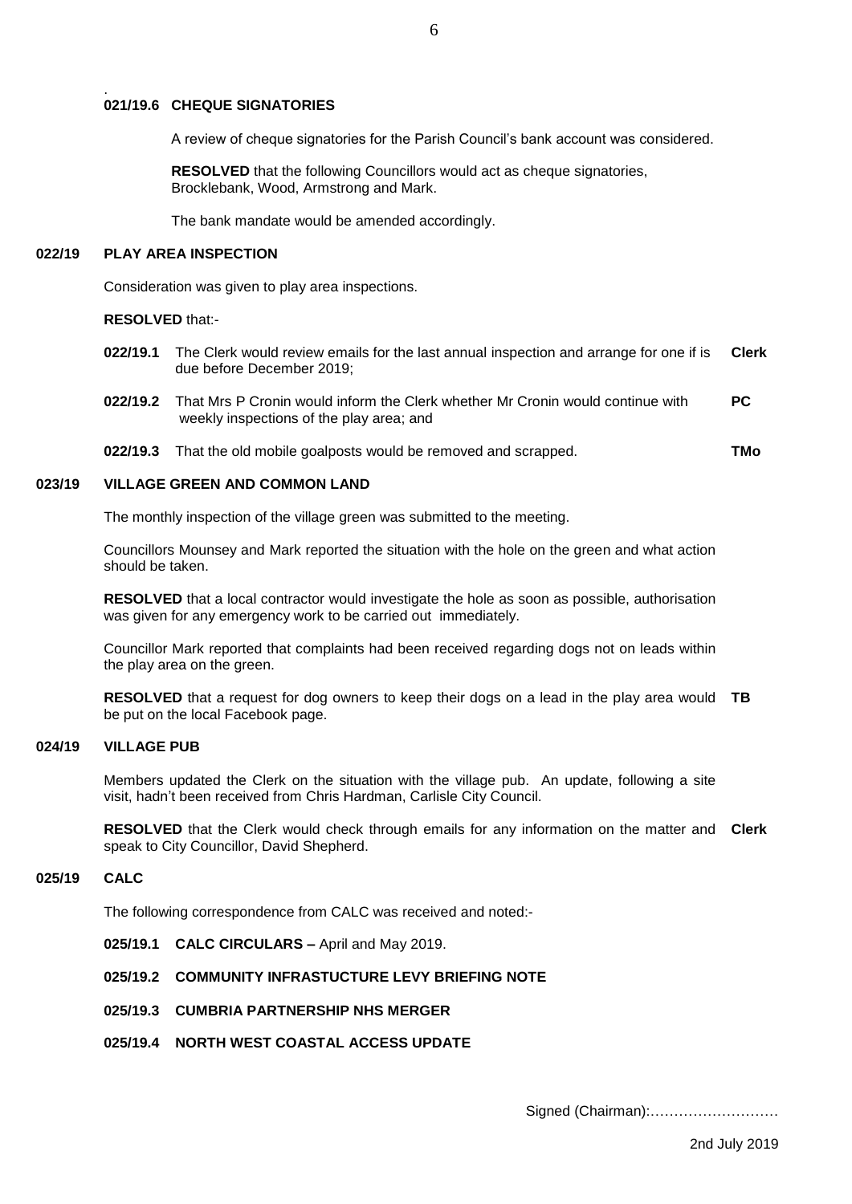**021/19.6 CHEQUE SIGNATORIES**

A review of cheque signatories for the Parish Council's bank account was considered.

**RESOLVED** that the following Councillors would act as cheque signatories, Brocklebank, Wood, Armstrong and Mark.

The bank mandate would be amended accordingly.

## 022/19 PLAY AREA INSPECTION

Consideration was given to play area inspections.

**RESOLVED** that:-

**022/19.1** The Clerk would review emails for the last annual inspection and arrange for one if is due before December 2019; **Clerk**

**022/19.2** That Mrs P Cronin would inform the Clerk whether Mr Cronin would continue with weekly inspections of the play area; and **PC**

**022/19.3** That the old mobile goalposts would be removed and scrapped. **TMo**

## 023/19 VILLAGE GREEN AND COMMON LAND

The monthly inspection of the village green was submitted to the meeting.

Councillors Mounsey and Mark reported the situation with the hole on the green and what action should be taken.

**RESOLVED** that a local contractor would investigate the hole as soon as possible, authorisation was given for any emergency work to be carried out immediately.

Councillor Mark reported that complaints had been received regarding dogs not on leads within the play area on the green.

**RESOLVED** that a request for dog owners to keep their dogs on a lead in the play area would be put on the local Facebook page. **TB**

## 024/19 VILLAGE PUB

Members updated the Clerk on the situation with the village pub. An update, following a site visit, hadn't been received from Chris Hardman, Carlisle City Council.

**RESOLVED** that the Clerk would check through emails for any information on the matter and speak to City Councillor, David Shepherd. **Clerk**

## 025/19 CALC

The following correspondence from CALC was received and noted:-

**025/19.1 CALC CIRCULARS –** April and May 2019.

**025/19.2 COMMUNITY INFRASTUCTURE LEVY BRIEFING NOTE**

**025/19.3 CUMBRIA PARTNERSHIP NHS MERGER**

**025/19.4 NORTH WEST COASTAL ACCESS UPDATE**

Signed (Chairman):………………………

2nd July 2019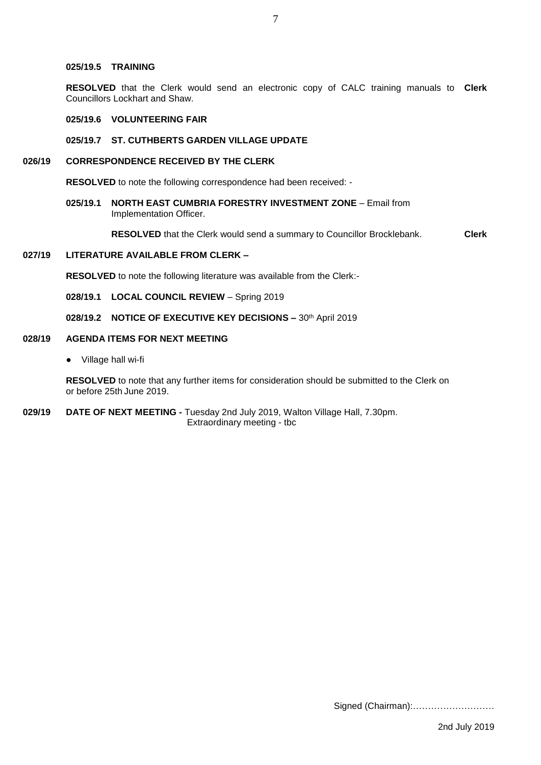**025/19.5 TRAINING**

**RESOLVED** that the Clerk would send an electronic copy of CALC training manuals to Councillors Lockhart and Shaw. **Clerk**

**025/19.6 VOLUNTEERING FAIR**

**025/19.7 ST. CUTHBERTS GARDEN VILLAGE UPDATE**

**026/19 CORRESPONDENCE RECEIVED BY THE CLERK**

**RESOLVED** to note the following correspondence had been received: -

**025/19.1 NORTH EAST CUMBRIA FORESTRY INVESTMENT ZONE** – Email from Implementation Officer.

**RESOLVED** that the Clerk would send a summary to Councillor Brocklebank. **Clerk**

**027/19 LITERATURE AVAILABLE FROM CLERK –**

**RESOLVED** to note the following literature was available from the Clerk:-

**028/19.1 LOCAL COUNCIL REVIEW** – Spring 2019

**028/19.2 NOTICE OF EXECUTIVE KEY DECISIONS –** 30th April 2019

**028/19 AGENDA ITEMS FOR NEXT MEETING**

- Village hall wi-fi

**RESOLVED** to note that any further items for consideration should be submitted to the Clerk on or before 25th June 2019.

**029/19 DATE OF NEXT MEETING -** Tuesday 2nd July 2019, Walton Village Hall, 7.30pm.
Extraordinary meeting - tbc

Signed (Chairman):………………………

2nd July 2019